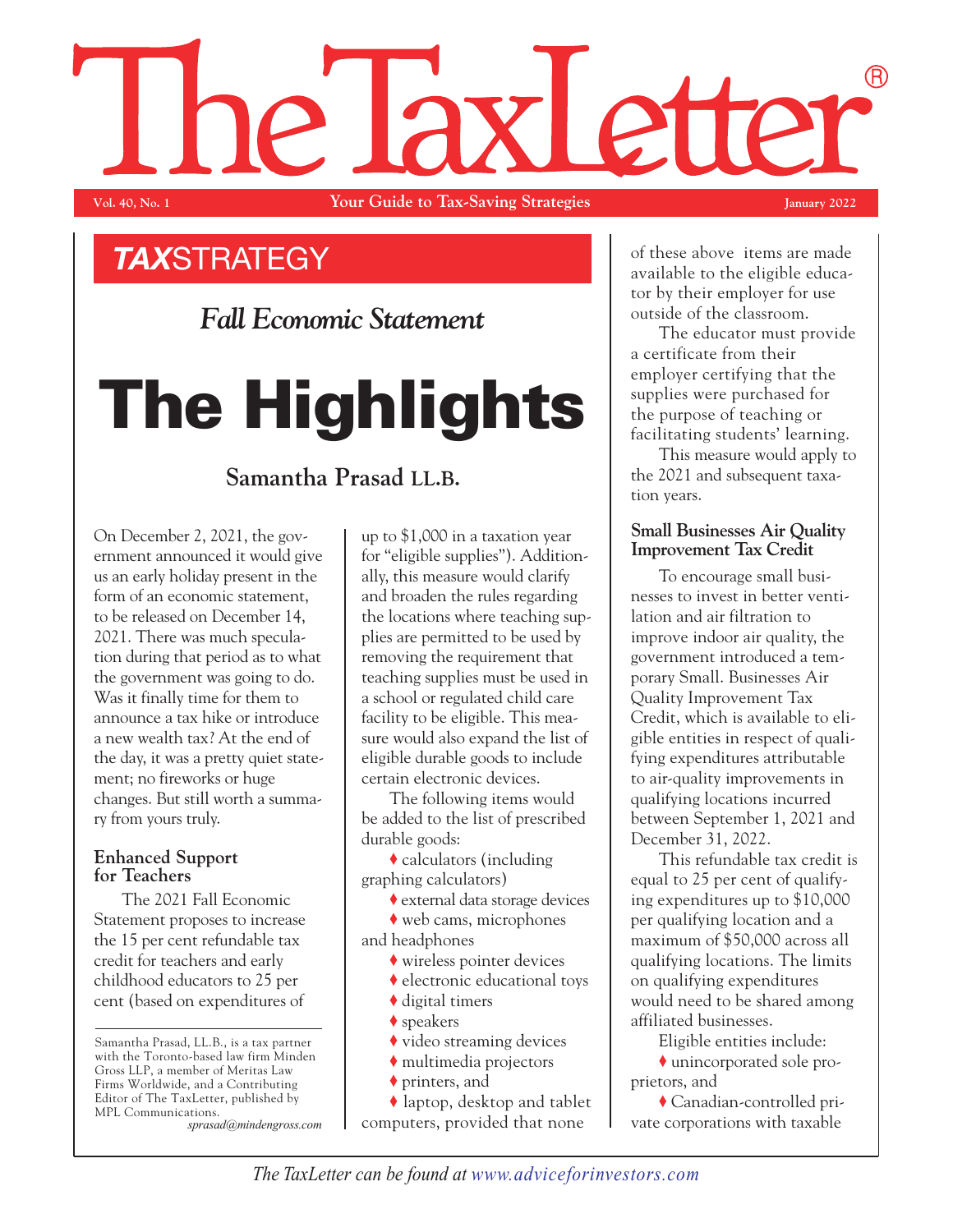# The TaxLetter®

Vol. 40, No. 1 — Your Guide to Tax-Saving Strategies — January 2022

## *TAX*STRATEGY

### *Fall Economic Statement*

# The Highlights

**Samantha Prasad LL.B.**

On December 2, 2021, the government announced it would give us an early holiday present in the form of an economic statement, to be released on December 14, 2021. There was much speculation during that period as to what the government was going to do. Was it finally time for them to announce a tax hike or introduce a new wealth tax? At the end of the day, it was a pretty quiet statement; no fireworks or huge changes. But still worth a summary from yours truly.

### Enhanced Support for Teachers

The 2021 Fall Economic Statement proposes to increase the 15 per cent refundable tax credit for teachers and early childhood educators to 25 per cent (based on expenditures of up to $1,000 in a taxation year for "eligible supplies"). Additionally, this measure would clarify and broaden the rules regarding the locations where teaching supplies are permitted to be used by removing the requirement that teaching supplies must be used in a school or regulated child care facility to be eligible. This measure would also expand the list of eligible durable goods to include certain electronic devices.

The following items would be added to the list of prescribed durable goods:

- calculators (including graphing calculators)
- external data storage devices
- web cams, microphones and headphones
- wireless pointer devices
- electronic educational toys
- digital timers
- speakers
- video streaming devices
- multimedia projectors
- printers, and
- laptop, desktop and tablet computers, provided that none of these above items are made available to the eligible educator by their employer for use outside of the classroom.

The educator must provide a certificate from their employer certifying that the supplies were purchased for the purpose of teaching or facilitating students' learning.

This measure would apply to the 2021 and subsequent taxation years.

### Small Businesses Air Quality Improvement Tax Credit

To encourage small businesses to invest in better ventilation and air filtration to improve indoor air quality, the government introduced a temporary Small. Businesses Air Quality Improvement Tax Credit, which is available to eligible entities in respect of qualifying expenditures attributable to air-quality improvements in qualifying locations incurred between September 1, 2021 and December 31, 2022.

This refundable tax credit is equal to 25 per cent of qualifying expenditures up to $10,000 per qualifying location and a maximum of $50,000 across all qualifying locations. The limits on qualifying expenditures would need to be shared among affiliated businesses.

Eligible entities include:

- unincorporated sole proprietors, and
- Canadian-controlled private corporations with taxable

---

Samantha Prasad, LL.B., is a tax partner with the Toronto-based law firm Minden Gross LLP, a member of Meritas Law Firms Worldwide, and a Contributing Editor of The TaxLetter, published by MPL Communications.
*sprasad@mindengross.com*

*The TaxLetter can be found at www.adviceforinvestors.com*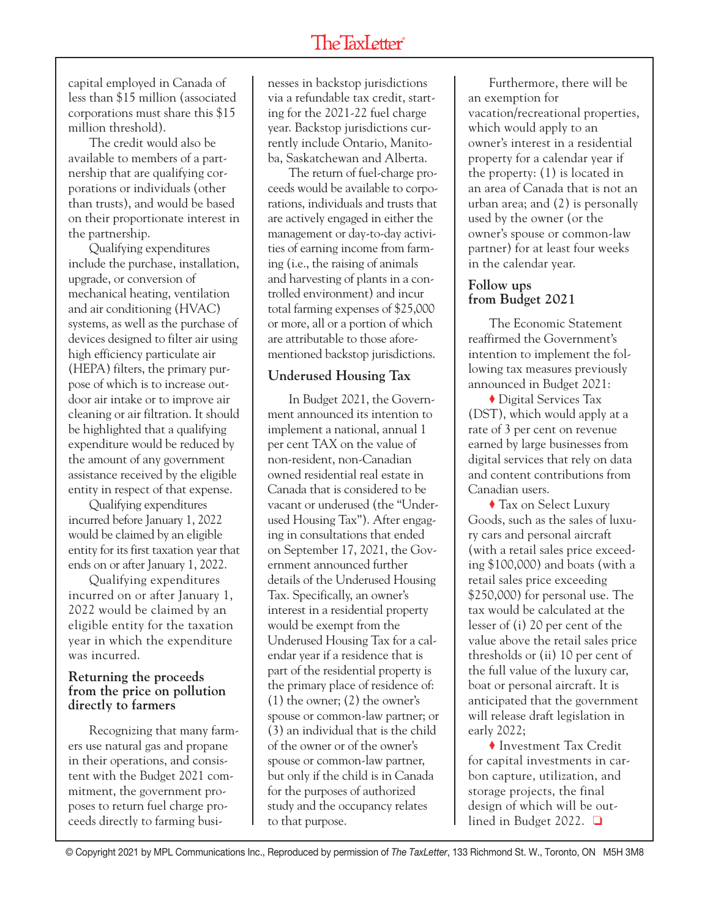capital employed in Canada of less than $15 million (associated corporations must share this $15 million threshold).

The credit would also be available to members of a partnership that are qualifying corporations or individuals (other than trusts), and would be based on their proportionate interest in the partnership.

Qualifying expenditures include the purchase, installation, upgrade, or conversion of mechanical heating, ventilation and air conditioning (HVAC) systems, as well as the purchase of devices designed to filter air using high efficiency particulate air (HEPA) filters, the primary purpose of which is to increase outdoor air intake or to improve air cleaning or air filtration. It should be highlighted that a qualifying expenditure would be reduced by the amount of any government assistance received by the eligible entity in respect of that expense.

Qualifying expenditures incurred before January 1, 2022 would be claimed by an eligible entity for its first taxation year that ends on or after January 1, 2022.

Qualifying expenditures incurred on or after January 1, 2022 would be claimed by an eligible entity for the taxation year in which the expenditure was incurred.

### Returning the proceeds from the price on pollution directly to farmers

Recognizing that many farmers use natural gas and propane in their operations, and consistent with the Budget 2021 commitment, the government proposes to return fuel charge proceeds directly to farming businesses in backstop jurisdictions via a refundable tax credit, starting for the 2021-22 fuel charge year. Backstop jurisdictions currently include Ontario, Manitoba, Saskatchewan and Alberta.

The return of fuel-charge proceeds would be available to corporations, individuals and trusts that are actively engaged in either the management or day-to-day activities of earning income from farming (i.e., the raising of animals and harvesting of plants in a controlled environment) and incur total farming expenses of $25,000 or more, all or a portion of which are attributable to those aforementioned backstop jurisdictions.

### Underused Housing Tax

In Budget 2021, the Government announced its intention to implement a national, annual 1 per cent TAX on the value of non-resident, non-Canadian owned residential real estate in Canada that is considered to be vacant or underused (the "Underused Housing Tax"). After engaging in consultations that ended on September 17, 2021, the Government announced further details of the Underused Housing Tax. Specifically, an owner's interest in a residential property would be exempt from the Underused Housing Tax for a calendar year if a residence that is part of the residential property is the primary place of residence of: (1) the owner; (2) the owner's spouse or common-law partner; or (3) an individual that is the child of the owner or of the owner's spouse or common-law partner, but only if the child is in Canada for the purposes of authorized study and the occupancy relates to that purpose.

Furthermore, there will be an exemption for vacation/recreational properties, which would apply to an owner's interest in a residential property for a calendar year if the property: (1) is located in an area of Canada that is not an urban area; and (2) is personally used by the owner (or the owner's spouse or common-law partner) for at least four weeks in the calendar year.

### Follow ups from Budget 2021

The Economic Statement reaffirmed the Government's intention to implement the following tax measures previously announced in Budget 2021:

♦ Digital Services Tax (DST), which would apply at a rate of 3 per cent on revenue earned by large businesses from digital services that rely on data and content contributions from Canadian users.

♦ Tax on Select Luxury Goods, such as the sales of luxury cars and personal aircraft (with a retail sales price exceeding $100,000) and boats (with a retail sales price exceeding $250,000) for personal use. The tax would be calculated at the lesser of (i) 20 per cent of the value above the retail sales price thresholds or (ii) 10 per cent of the full value of the luxury car, boat or personal aircraft. It is anticipated that the government will release draft legislation in early 2022;

♦ Investment Tax Credit for capital investments in carbon capture, utilization, and storage projects, the final design of which will be outlined in Budget 2022. ❏

© Copyright 2021 by MPL Communications Inc., Reproduced by permission of *The TaxLetter*, 133 Richmond St. W., Toronto, ON M5H 3M8